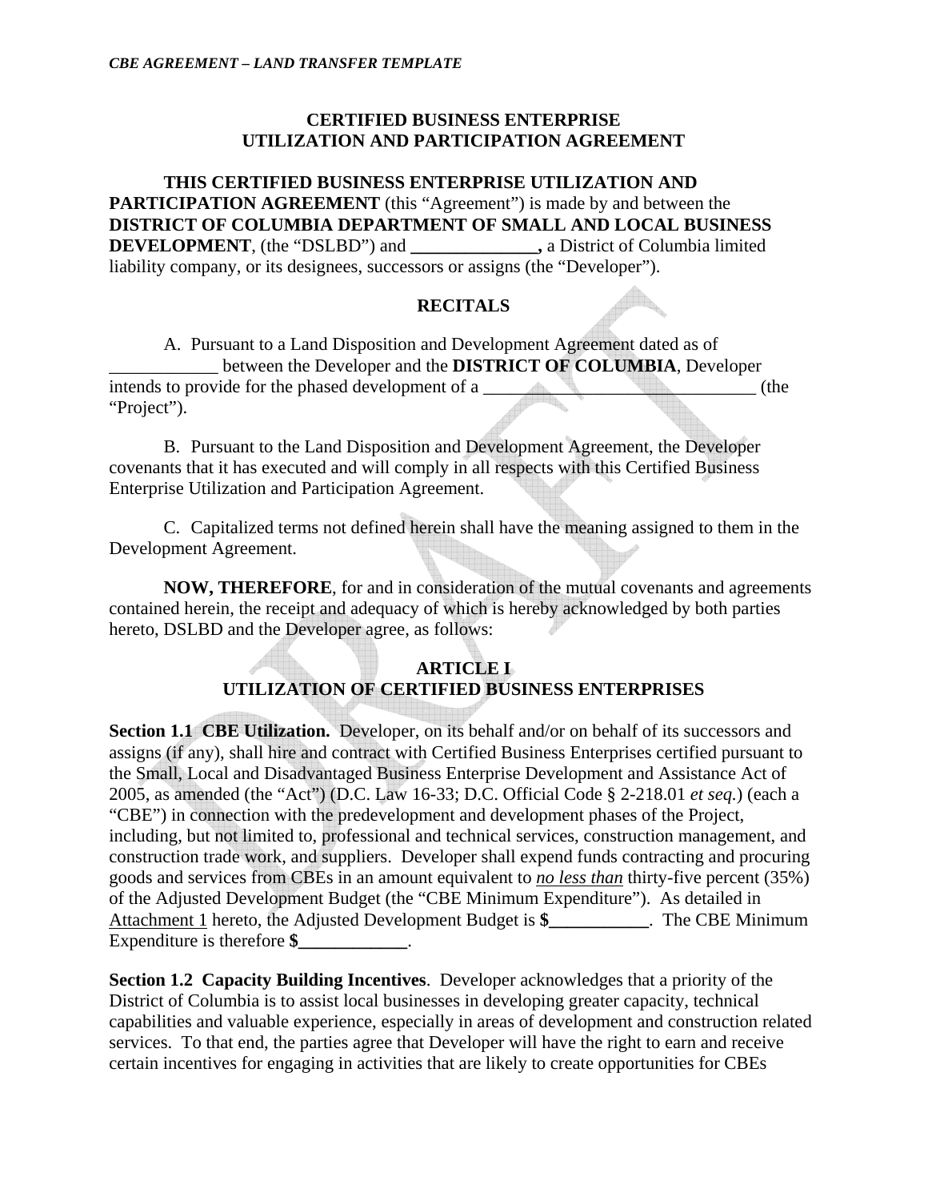# CERTIFIED BUSINESS ENTERPRISE UTILIZATION AND PARTICIPATION AGREEMENT

**THIS CERTIFIED BUSINESS ENTERPRISE UTILIZATION AND PARTICIPATION AGREEMENT** (this "Agreement") is made by and between the **DISTRICT OF COLUMBIA DEPARTMENT OF SMALL AND LOCAL BUSINESS DEVELOPMENT**, (the "DSLBD") and **______________,** a District of Columbia limited liability company, or its designees, successors or assigns (the "Developer").

## RECITALS

A. Pursuant to a Land Disposition and Development Agreement dated as of ____________ between the Developer and the **DISTRICT OF COLUMBIA**, Developer intends to provide for the phased development of a ______________________________ (the "Project").

B. Pursuant to the Land Disposition and Development Agreement, the Developer covenants that it has executed and will comply in all respects with this Certified Business Enterprise Utilization and Participation Agreement.

C. Capitalized terms not defined herein shall have the meaning assigned to them in the Development Agreement.

**NOW, THEREFORE**, for and in consideration of the mutual covenants and agreements contained herein, the receipt and adequacy of which is hereby acknowledged by both parties hereto, DSLBD and the Developer agree, as follows:

## ARTICLE I
## UTILIZATION OF CERTIFIED BUSINESS ENTERPRISES

**Section 1.1 CBE Utilization.** Developer, on its behalf and/or on behalf of its successors and assigns (if any), shall hire and contract with Certified Business Enterprises certified pursuant to the Small, Local and Disadvantaged Business Enterprise Development and Assistance Act of 2005, as amended (the "Act") (D.C. Law 16-33; D.C. Official Code § 2-218.01 *et seq.*) (each a "CBE") in connection with the predevelopment and development phases of the Project, including, but not limited to, professional and technical services, construction management, and construction trade work, and suppliers. Developer shall expend funds contracting and procuring goods and services from CBEs in an amount equivalent to ***no less than*** thirty-five percent (35%) of the Adjusted Development Budget (the "CBE Minimum Expenditure"). As detailed in Attachment 1 hereto, the Adjusted Development Budget is **$___________**. The CBE Minimum Expenditure is therefore **$____________**.

**Section 1.2 Capacity Building Incentives**. Developer acknowledges that a priority of the District of Columbia is to assist local businesses in developing greater capacity, technical capabilities and valuable experience, especially in areas of development and construction related services. To that end, the parties agree that Developer will have the right to earn and receive certain incentives for engaging in activities that are likely to create opportunities for CBEs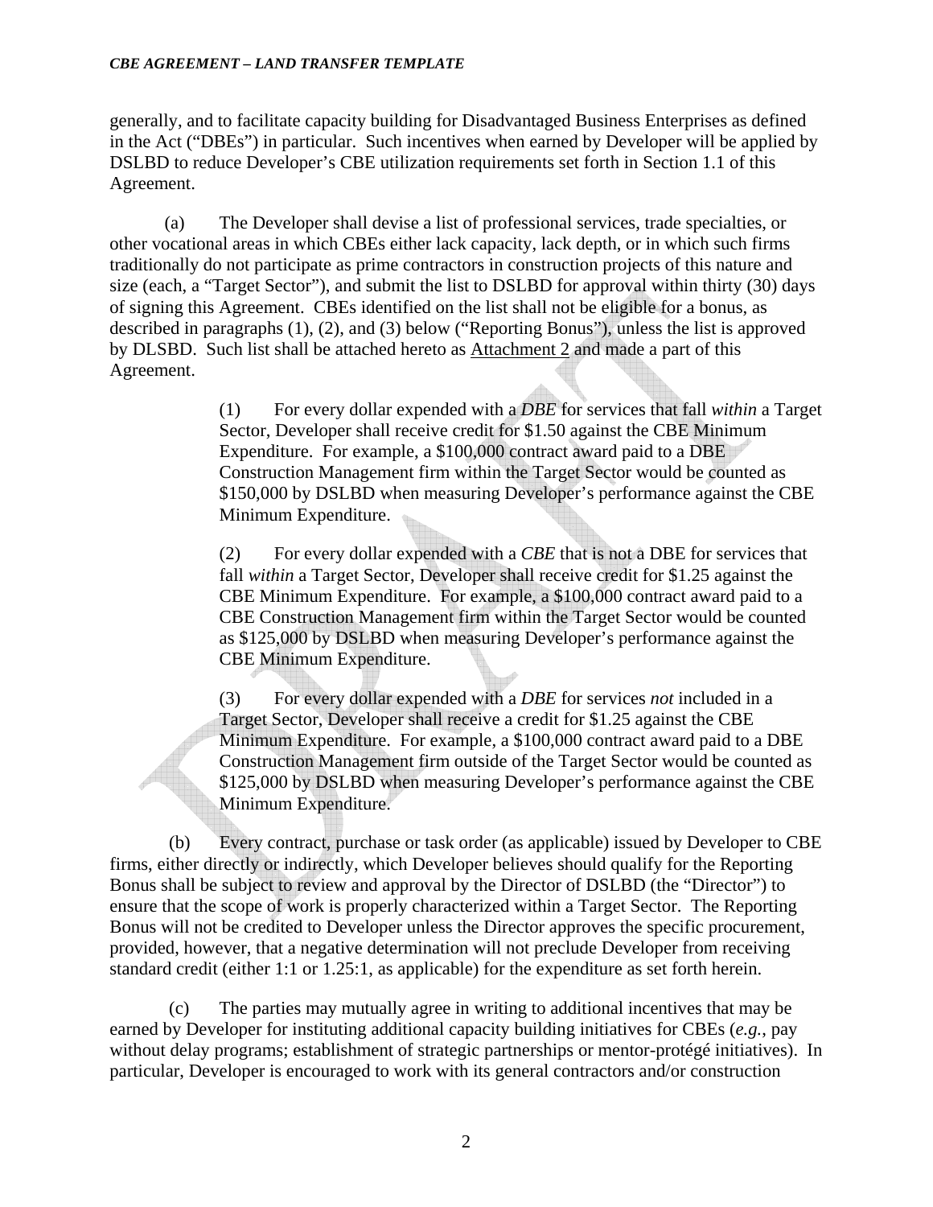generally, and to facilitate capacity building for Disadvantaged Business Enterprises as defined in the Act ("DBEs") in particular. Such incentives when earned by Developer will be applied by DSLBD to reduce Developer's CBE utilization requirements set forth in Section 1.1 of this Agreement.

(a) The Developer shall devise a list of professional services, trade specialties, or other vocational areas in which CBEs either lack capacity, lack depth, or in which such firms traditionally do not participate as prime contractors in construction projects of this nature and size (each, a "Target Sector"), and submit the list to DSLBD for approval within thirty (30) days of signing this Agreement. CBEs identified on the list shall not be eligible for a bonus, as described in paragraphs (1), (2), and (3) below ("Reporting Bonus"), unless the list is approved by DLSBD. Such list shall be attached hereto as Attachment 2 and made a part of this Agreement.

> (1) For every dollar expended with a *DBE* for services that fall *within* a Target Sector, Developer shall receive credit for $1.50 against the CBE Minimum Expenditure. For example, a $100,000 contract award paid to a DBE Construction Management firm within the Target Sector would be counted as $150,000 by DSLBD when measuring Developer's performance against the CBE Minimum Expenditure.
>
> (2) For every dollar expended with a *CBE* that is not a DBE for services that fall *within* a Target Sector, Developer shall receive credit for $1.25 against the CBE Minimum Expenditure. For example, a $100,000 contract award paid to a CBE Construction Management firm within the Target Sector would be counted as $125,000 by DSLBD when measuring Developer's performance against the CBE Minimum Expenditure.
>
> (3) For every dollar expended with a *DBE* for services *not* included in a Target Sector, Developer shall receive a credit for $1.25 against the CBE Minimum Expenditure. For example, a $100,000 contract award paid to a DBE Construction Management firm outside of the Target Sector would be counted as $125,000 by DSLBD when measuring Developer's performance against the CBE Minimum Expenditure.

(b) Every contract, purchase or task order (as applicable) issued by Developer to CBE firms, either directly or indirectly, which Developer believes should qualify for the Reporting Bonus shall be subject to review and approval by the Director of DSLBD (the "Director") to ensure that the scope of work is properly characterized within a Target Sector. The Reporting Bonus will not be credited to Developer unless the Director approves the specific procurement, provided, however, that a negative determination will not preclude Developer from receiving standard credit (either 1:1 or 1.25:1, as applicable) for the expenditure as set forth herein.

(c) The parties may mutually agree in writing to additional incentives that may be earned by Developer for instituting additional capacity building initiatives for CBEs (*e.g.*, pay without delay programs; establishment of strategic partnerships or mentor-protégé initiatives). In particular, Developer is encouraged to work with its general contractors and/or construction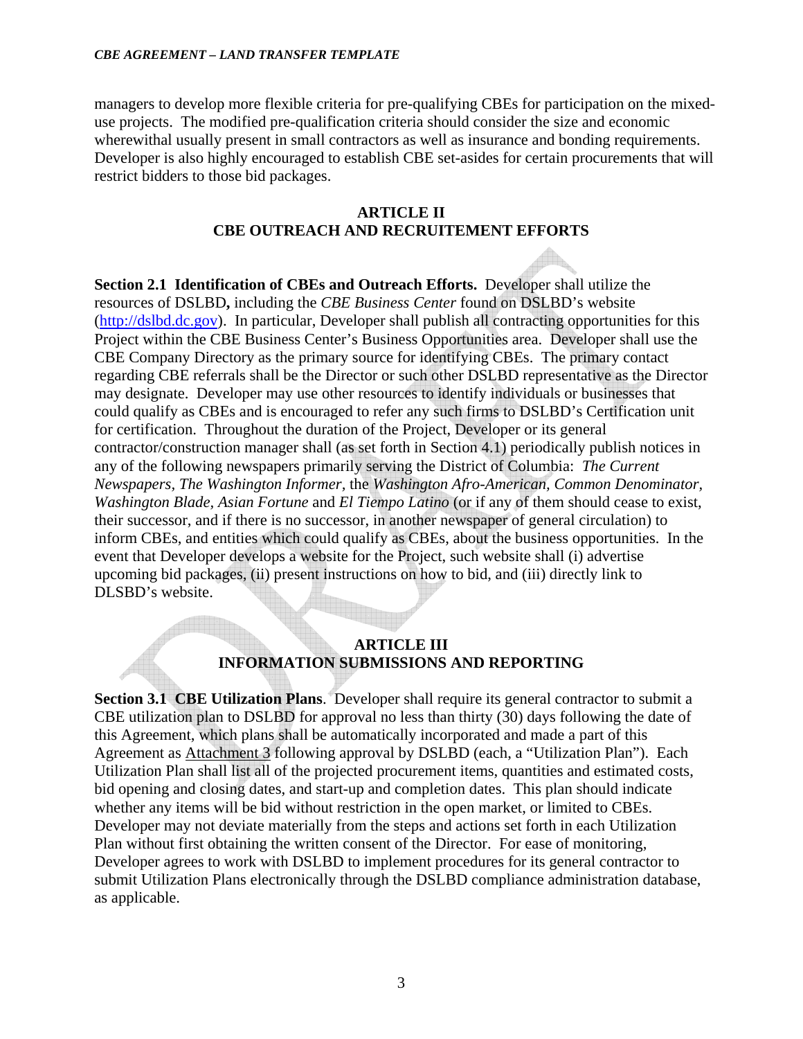managers to develop more flexible criteria for pre-qualifying CBEs for participation on the mixed-use projects. The modified pre-qualification criteria should consider the size and economic wherewithal usually present in small contractors as well as insurance and bonding requirements. Developer is also highly encouraged to establish CBE set-asides for certain procurements that will restrict bidders to those bid packages.

## ARTICLE II
## CBE OUTREACH AND RECRUITEMENT EFFORTS

**Section 2.1 Identification of CBEs and Outreach Efforts.** Developer shall utilize the resources of DSLBD**,** including the *CBE Business Center* found on DSLBD's website (http://dslbd.dc.gov). In particular, Developer shall publish all contracting opportunities for this Project within the CBE Business Center's Business Opportunities area. Developer shall use the CBE Company Directory as the primary source for identifying CBEs. The primary contact regarding CBE referrals shall be the Director or such other DSLBD representative as the Director may designate. Developer may use other resources to identify individuals or businesses that could qualify as CBEs and is encouraged to refer any such firms to DSLBD's Certification unit for certification. Throughout the duration of the Project, Developer or its general contractor/construction manager shall (as set forth in Section 4.1) periodically publish notices in any of the following newspapers primarily serving the District of Columbia: *The Current Newspapers*, *The Washington Informer*, the *Washington Afro-American*, *Common Denominator*, *Washington Blade*, *Asian Fortune* and *El Tiempo Latino* (or if any of them should cease to exist, their successor, and if there is no successor, in another newspaper of general circulation) to inform CBEs, and entities which could qualify as CBEs, about the business opportunities. In the event that Developer develops a website for the Project, such website shall (i) advertise upcoming bid packages, (ii) present instructions on how to bid, and (iii) directly link to DLSBD's website.

## ARTICLE III
## INFORMATION SUBMISSIONS AND REPORTING

**Section 3.1 CBE Utilization Plans**. Developer shall require its general contractor to submit a CBE utilization plan to DSLBD for approval no less than thirty (30) days following the date of this Agreement, which plans shall be automatically incorporated and made a part of this Agreement as Attachment 3 following approval by DSLBD (each, a "Utilization Plan"). Each Utilization Plan shall list all of the projected procurement items, quantities and estimated costs, bid opening and closing dates, and start-up and completion dates. This plan should indicate whether any items will be bid without restriction in the open market, or limited to CBEs. Developer may not deviate materially from the steps and actions set forth in each Utilization Plan without first obtaining the written consent of the Director. For ease of monitoring, Developer agrees to work with DSLBD to implement procedures for its general contractor to submit Utilization Plans electronically through the DSLBD compliance administration database, as applicable.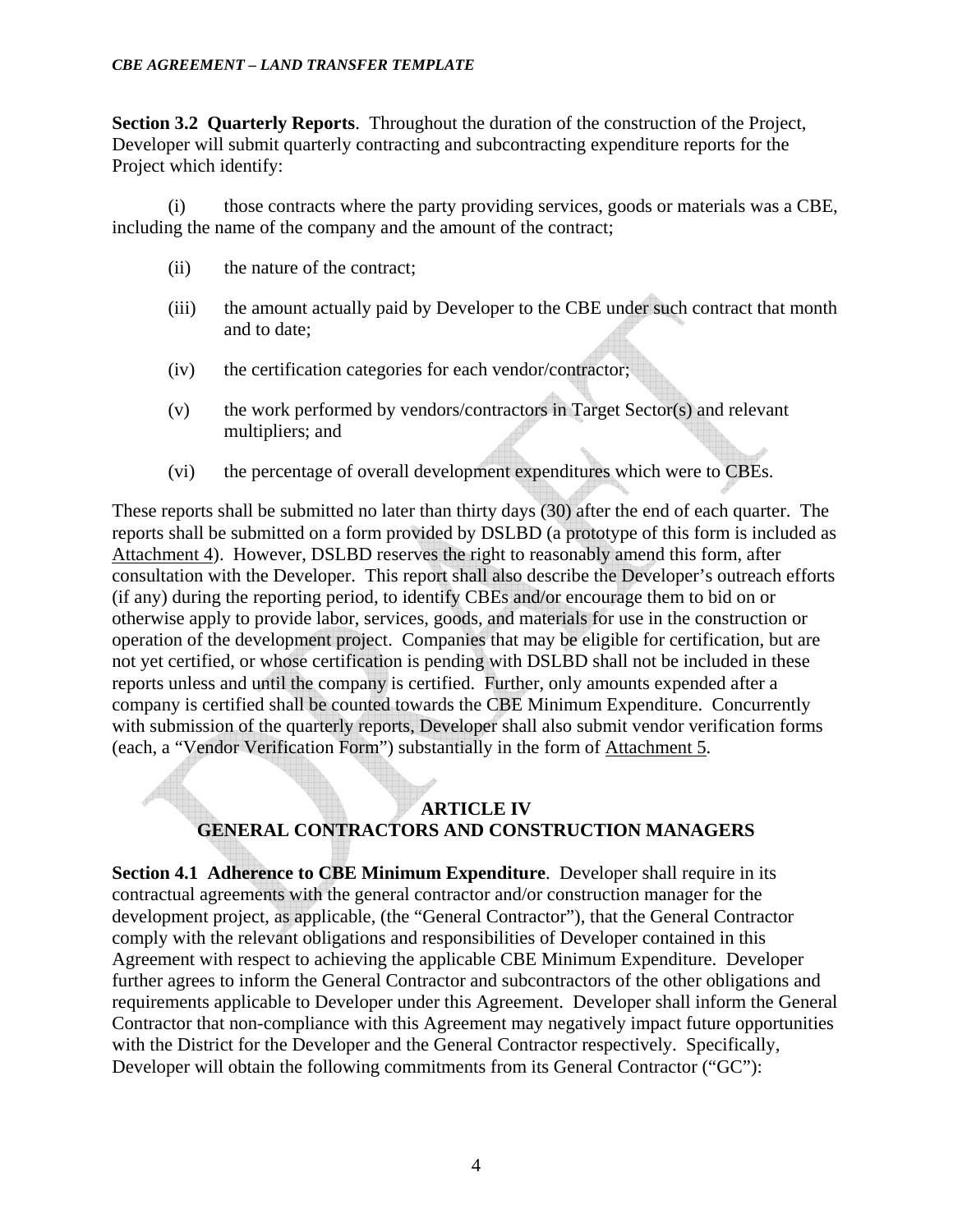**Section 3.2 Quarterly Reports**. Throughout the duration of the construction of the Project, Developer will submit quarterly contracting and subcontracting expenditure reports for the Project which identify:

(i) those contracts where the party providing services, goods or materials was a CBE, including the name of the company and the amount of the contract;

(ii) the nature of the contract;

(iii) the amount actually paid by Developer to the CBE under such contract that month and to date;

(iv) the certification categories for each vendor/contractor;

(v) the work performed by vendors/contractors in Target Sector(s) and relevant multipliers; and

(vi) the percentage of overall development expenditures which were to CBEs.

These reports shall be submitted no later than thirty days (30) after the end of each quarter. The reports shall be submitted on a form provided by DSLBD (a prototype of this form is included as Attachment 4). However, DSLBD reserves the right to reasonably amend this form, after consultation with the Developer. This report shall also describe the Developer's outreach efforts (if any) during the reporting period, to identify CBEs and/or encourage them to bid on or otherwise apply to provide labor, services, goods, and materials for use in the construction or operation of the development project. Companies that may be eligible for certification, but are not yet certified, or whose certification is pending with DSLBD shall not be included in these reports unless and until the company is certified. Further, only amounts expended after a company is certified shall be counted towards the CBE Minimum Expenditure. Concurrently with submission of the quarterly reports, Developer shall also submit vendor verification forms (each, a "Vendor Verification Form") substantially in the form of Attachment 5.

## ARTICLE IV
## GENERAL CONTRACTORS AND CONSTRUCTION MANAGERS

**Section 4.1 Adherence to CBE Minimum Expenditure**. Developer shall require in its contractual agreements with the general contractor and/or construction manager for the development project, as applicable, (the "General Contractor"), that the General Contractor comply with the relevant obligations and responsibilities of Developer contained in this Agreement with respect to achieving the applicable CBE Minimum Expenditure. Developer further agrees to inform the General Contractor and subcontractors of the other obligations and requirements applicable to Developer under this Agreement. Developer shall inform the General Contractor that non-compliance with this Agreement may negatively impact future opportunities with the District for the Developer and the General Contractor respectively. Specifically, Developer will obtain the following commitments from its General Contractor ("GC"):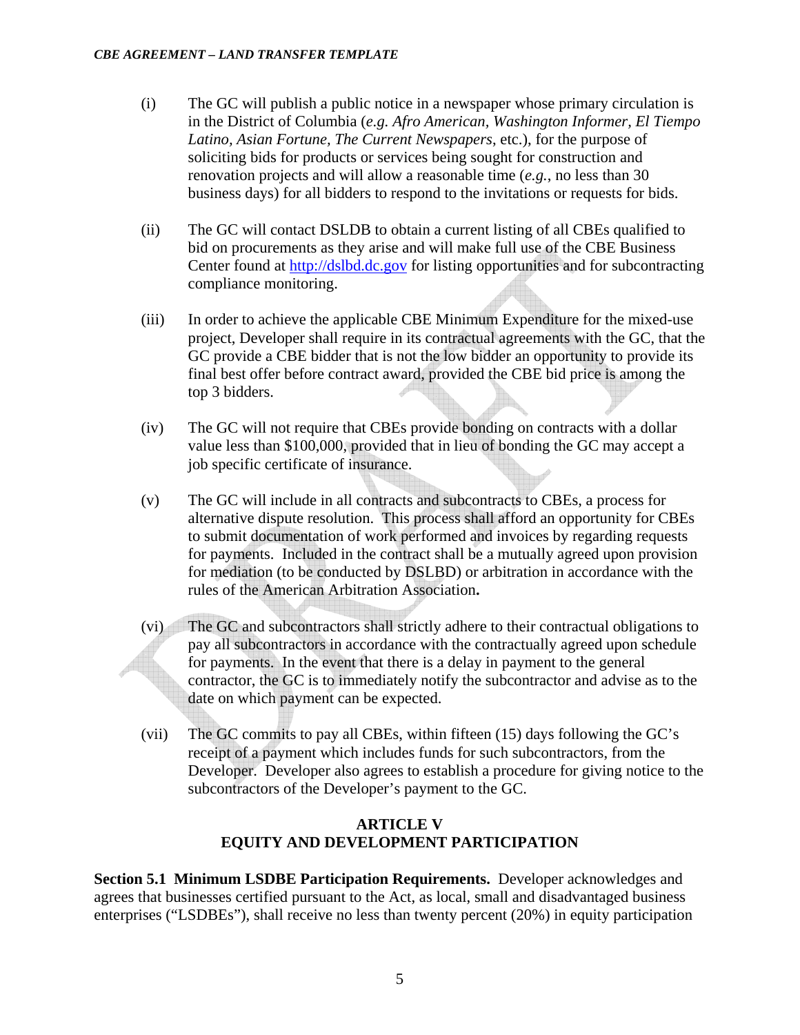(i) The GC will publish a public notice in a newspaper whose primary circulation is in the District of Columbia (*e.g. Afro American, Washington Informer, El Tiempo Latino, Asian Fortune, The Current Newspapers*, etc.), for the purpose of soliciting bids for products or services being sought for construction and renovation projects and will allow a reasonable time (*e.g.*, no less than 30 business days) for all bidders to respond to the invitations or requests for bids.

(ii) The GC will contact DSLDB to obtain a current listing of all CBEs qualified to bid on procurements as they arise and will make full use of the CBE Business Center found at http://dslbd.dc.gov for listing opportunities and for subcontracting compliance monitoring.

(iii) In order to achieve the applicable CBE Minimum Expenditure for the mixed-use project, Developer shall require in its contractual agreements with the GC, that the GC provide a CBE bidder that is not the low bidder an opportunity to provide its final best offer before contract award, provided the CBE bid price is among the top 3 bidders.

(iv) The GC will not require that CBEs provide bonding on contracts with a dollar value less than $100,000, provided that in lieu of bonding the GC may accept a job specific certificate of insurance.

(v) The GC will include in all contracts and subcontracts to CBEs, a process for alternative dispute resolution. This process shall afford an opportunity for CBEs to submit documentation of work performed and invoices by regarding requests for payments. Included in the contract shall be a mutually agreed upon provision for mediation (to be conducted by DSLBD) or arbitration in accordance with the rules of the American Arbitration Association**.**

(vi) The GC and subcontractors shall strictly adhere to their contractual obligations to pay all subcontractors in accordance with the contractually agreed upon schedule for payments. In the event that there is a delay in payment to the general contractor, the GC is to immediately notify the subcontractor and advise as to the date on which payment can be expected.

(vii) The GC commits to pay all CBEs, within fifteen (15) days following the GC's receipt of a payment which includes funds for such subcontractors, from the Developer. Developer also agrees to establish a procedure for giving notice to the subcontractors of the Developer's payment to the GC.

## ARTICLE V
## EQUITY AND DEVELOPMENT PARTICIPATION

**Section 5.1 Minimum LSDBE Participation Requirements.** Developer acknowledges and agrees that businesses certified pursuant to the Act, as local, small and disadvantaged business enterprises ("LSDBEs"), shall receive no less than twenty percent (20%) in equity participation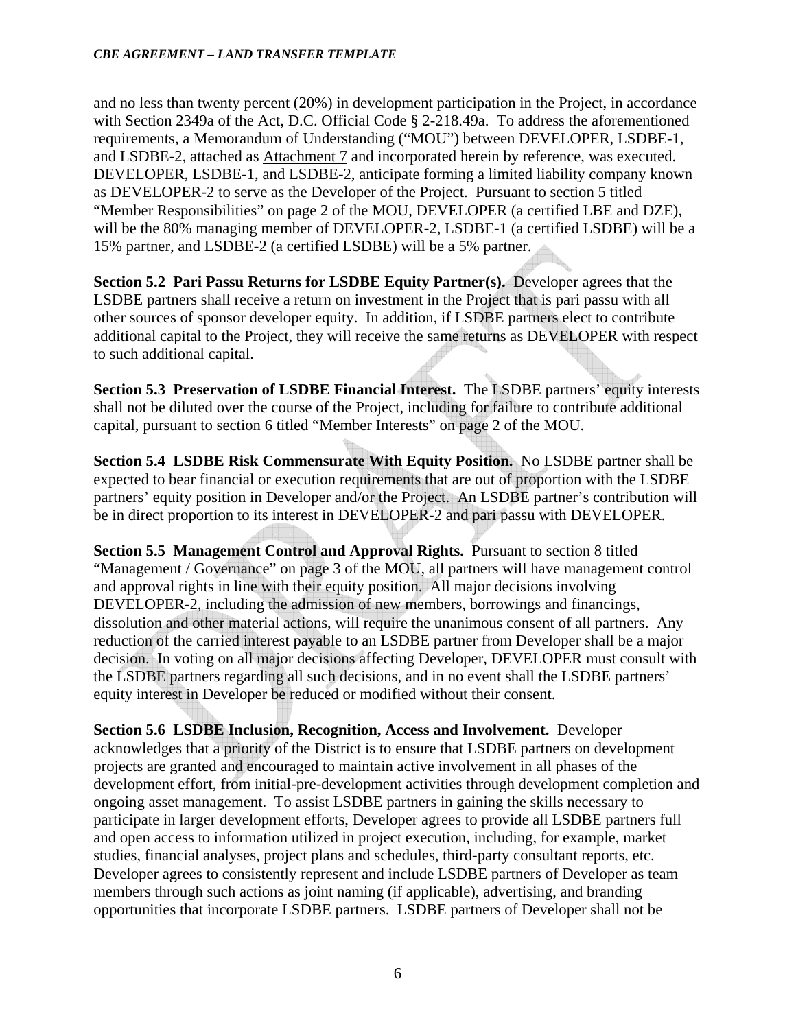and no less than twenty percent (20%) in development participation in the Project, in accordance with Section 2349a of the Act, D.C. Official Code § 2-218.49a. To address the aforementioned requirements, a Memorandum of Understanding ("MOU") between DEVELOPER, LSDBE-1, and LSDBE-2, attached as Attachment 7 and incorporated herein by reference, was executed. DEVELOPER, LSDBE-1, and LSDBE-2, anticipate forming a limited liability company known as DEVELOPER-2 to serve as the Developer of the Project. Pursuant to section 5 titled "Member Responsibilities" on page 2 of the MOU, DEVELOPER (a certified LBE and DZE), will be the 80% managing member of DEVELOPER-2, LSDBE-1 (a certified LSDBE) will be a 15% partner, and LSDBE-2 (a certified LSDBE) will be a 5% partner.

**Section 5.2 Pari Passu Returns for LSDBE Equity Partner(s).** Developer agrees that the LSDBE partners shall receive a return on investment in the Project that is pari passu with all other sources of sponsor developer equity. In addition, if LSDBE partners elect to contribute additional capital to the Project, they will receive the same returns as DEVELOPER with respect to such additional capital.

**Section 5.3 Preservation of LSDBE Financial Interest.** The LSDBE partners' equity interests shall not be diluted over the course of the Project, including for failure to contribute additional capital, pursuant to section 6 titled "Member Interests" on page 2 of the MOU.

**Section 5.4 LSDBE Risk Commensurate With Equity Position.** No LSDBE partner shall be expected to bear financial or execution requirements that are out of proportion with the LSDBE partners' equity position in Developer and/or the Project. An LSDBE partner's contribution will be in direct proportion to its interest in DEVELOPER-2 and pari passu with DEVELOPER.

**Section 5.5 Management Control and Approval Rights.** Pursuant to section 8 titled "Management / Governance" on page 3 of the MOU, all partners will have management control and approval rights in line with their equity position. All major decisions involving DEVELOPER-2, including the admission of new members, borrowings and financings, dissolution and other material actions, will require the unanimous consent of all partners. Any reduction of the carried interest payable to an LSDBE partner from Developer shall be a major decision. In voting on all major decisions affecting Developer, DEVELOPER must consult with the LSDBE partners regarding all such decisions, and in no event shall the LSDBE partners' equity interest in Developer be reduced or modified without their consent.

**Section 5.6 LSDBE Inclusion, Recognition, Access and Involvement.** Developer acknowledges that a priority of the District is to ensure that LSDBE partners on development projects are granted and encouraged to maintain active involvement in all phases of the development effort, from initial-pre-development activities through development completion and ongoing asset management. To assist LSDBE partners in gaining the skills necessary to participate in larger development efforts, Developer agrees to provide all LSDBE partners full and open access to information utilized in project execution, including, for example, market studies, financial analyses, project plans and schedules, third-party consultant reports, etc. Developer agrees to consistently represent and include LSDBE partners of Developer as team members through such actions as joint naming (if applicable), advertising, and branding opportunities that incorporate LSDBE partners. LSDBE partners of Developer shall not be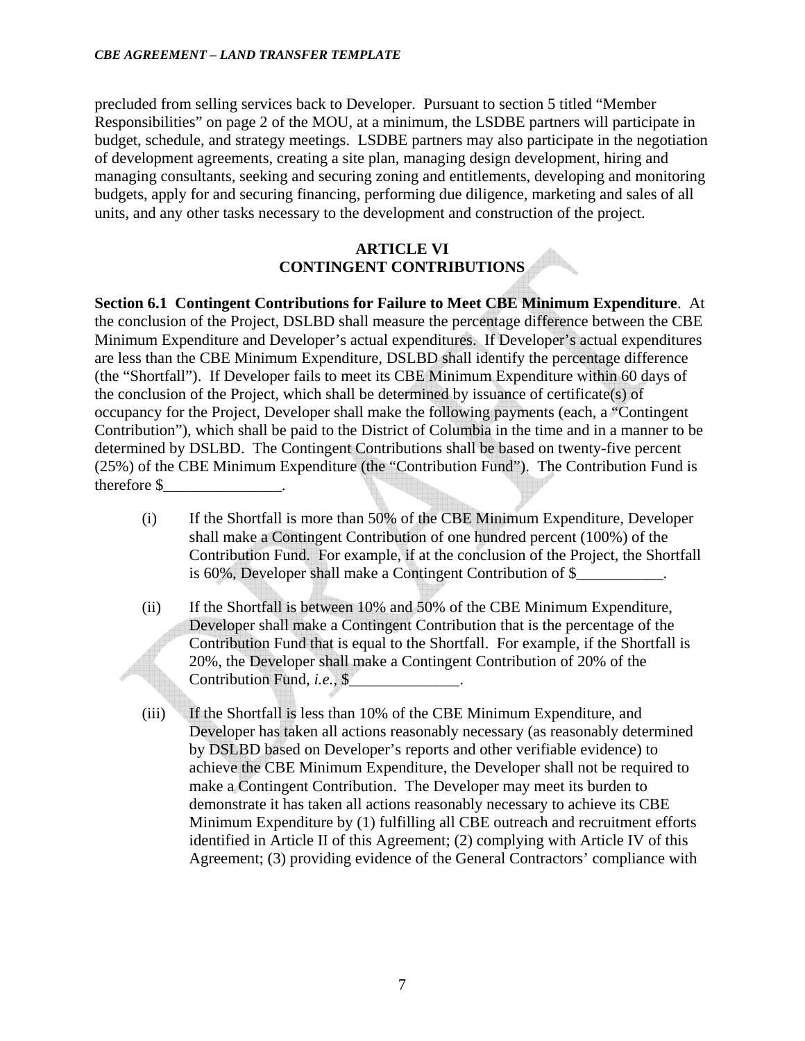precluded from selling services back to Developer. Pursuant to section 5 titled "Member Responsibilities" on page 2 of the MOU, at a minimum, the LSDBE partners will participate in budget, schedule, and strategy meetings. LSDBE partners may also participate in the negotiation of development agreements, creating a site plan, managing design development, hiring and managing consultants, seeking and securing zoning and entitlements, developing and monitoring budgets, apply for and securing financing, performing due diligence, marketing and sales of all units, and any other tasks necessary to the development and construction of the project.

## ARTICLE VI
## CONTINGENT CONTRIBUTIONS

**Section 6.1 Contingent Contributions for Failure to Meet CBE Minimum Expenditure**. At the conclusion of the Project, DSLBD shall measure the percentage difference between the CBE Minimum Expenditure and Developer's actual expenditures. If Developer's actual expenditures are less than the CBE Minimum Expenditure, DSLBD shall identify the percentage difference (the "Shortfall"). If Developer fails to meet its CBE Minimum Expenditure within 60 days of the conclusion of the Project, which shall be determined by issuance of certificate(s) of occupancy for the Project, Developer shall make the following payments (each, a "Contingent Contribution"), which shall be paid to the District of Columbia in the time and in a manner to be determined by DSLBD. The Contingent Contributions shall be based on twenty-five percent (25%) of the CBE Minimum Expenditure (the "Contribution Fund"). The Contribution Fund is therefore $_______________.

(i) If the Shortfall is more than 50% of the CBE Minimum Expenditure, Developer shall make a Contingent Contribution of one hundred percent (100%) of the Contribution Fund. For example, if at the conclusion of the Project, the Shortfall is 60%, Developer shall make a Contingent Contribution of $___________.

(ii) If the Shortfall is between 10% and 50% of the CBE Minimum Expenditure, Developer shall make a Contingent Contribution that is the percentage of the Contribution Fund that is equal to the Shortfall. For example, if the Shortfall is 20%, the Developer shall make a Contingent Contribution of 20% of the Contribution Fund, *i.e.*, $______________.

(iii) If the Shortfall is less than 10% of the CBE Minimum Expenditure, and Developer has taken all actions reasonably necessary (as reasonably determined by DSLBD based on Developer's reports and other verifiable evidence) to achieve the CBE Minimum Expenditure, the Developer shall not be required to make a Contingent Contribution. The Developer may meet its burden to demonstrate it has taken all actions reasonably necessary to achieve its CBE Minimum Expenditure by (1) fulfilling all CBE outreach and recruitment efforts identified in Article II of this Agreement; (2) complying with Article IV of this Agreement; (3) providing evidence of the General Contractors' compliance with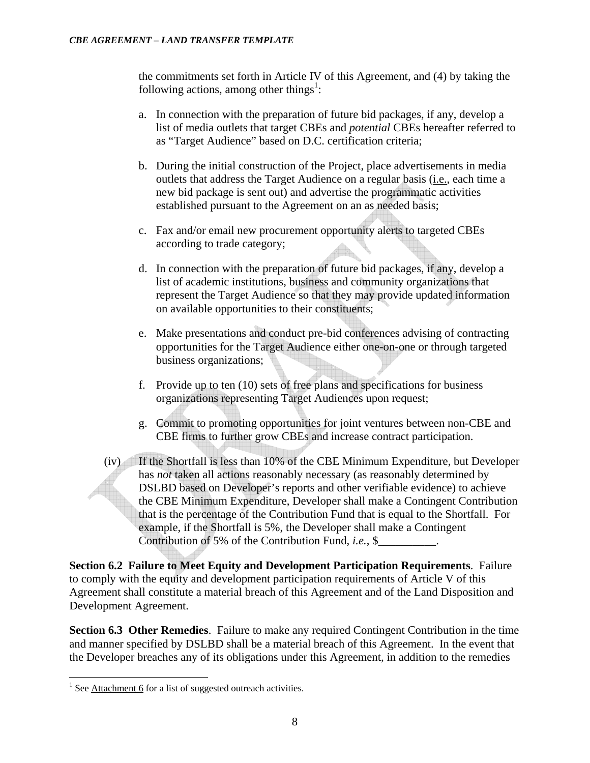the commitments set forth in Article IV of this Agreement, and (4) by taking the following actions, among other things[1]:

a. In connection with the preparation of future bid packages, if any, develop a list of media outlets that target CBEs and *potential* CBEs hereafter referred to as "Target Audience" based on D.C. certification criteria;

b. During the initial construction of the Project, place advertisements in media outlets that address the Target Audience on a regular basis (i.e., each time a new bid package is sent out) and advertise the programmatic activities established pursuant to the Agreement on an as needed basis;

c. Fax and/or email new procurement opportunity alerts to targeted CBEs according to trade category;

d. In connection with the preparation of future bid packages, if any, develop a list of academic institutions, business and community organizations that represent the Target Audience so that they may provide updated information on available opportunities to their constituents;

e. Make presentations and conduct pre-bid conferences advising of contracting opportunities for the Target Audience either one-on-one or through targeted business organizations;

f. Provide up to ten (10) sets of free plans and specifications for business organizations representing Target Audiences upon request;

g. Commit to promoting opportunities for joint ventures between non-CBE and CBE firms to further grow CBEs and increase contract participation.

(iv) If the Shortfall is less than 10% of the CBE Minimum Expenditure, but Developer has *not* taken all actions reasonably necessary (as reasonably determined by DSLBD based on Developer's reports and other verifiable evidence) to achieve the CBE Minimum Expenditure, Developer shall make a Contingent Contribution that is the percentage of the Contribution Fund that is equal to the Shortfall. For example, if the Shortfall is 5%, the Developer shall make a Contingent Contribution of 5% of the Contribution Fund, *i.e.*, $__________.

**Section 6.2 Failure to Meet Equity and Development Participation Requirements**. Failure to comply with the equity and development participation requirements of Article V of this Agreement shall constitute a material breach of this Agreement and of the Land Disposition and Development Agreement.

**Section 6.3 Other Remedies**. Failure to make any required Contingent Contribution in the time and manner specified by DSLBD shall be a material breach of this Agreement. In the event that the Developer breaches any of its obligations under this Agreement, in addition to the remedies

[1] See Attachment 6 for a list of suggested outreach activities.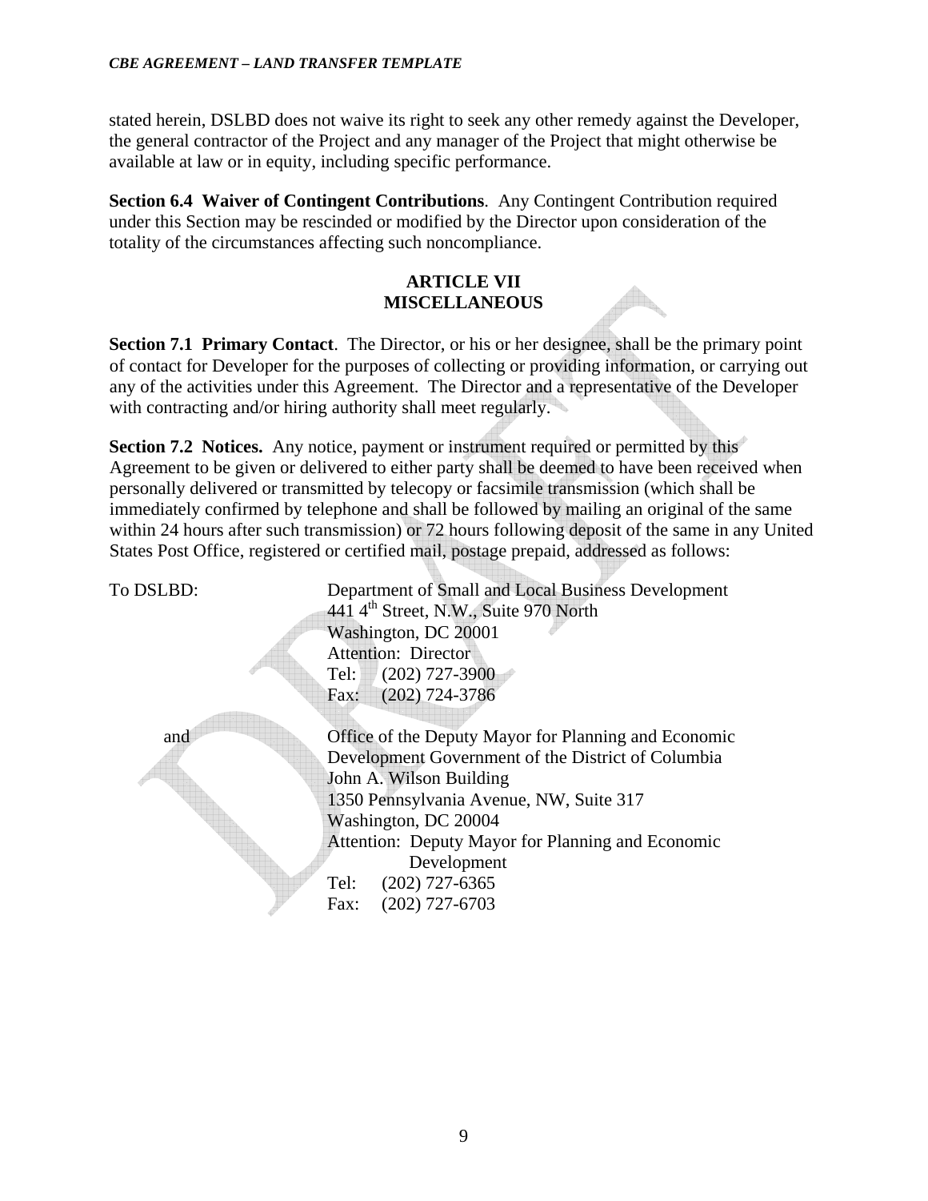stated herein, DSLBD does not waive its right to seek any other remedy against the Developer, the general contractor of the Project and any manager of the Project that might otherwise be available at law or in equity, including specific performance.

**Section 6.4 Waiver of Contingent Contributions**. Any Contingent Contribution required under this Section may be rescinded or modified by the Director upon consideration of the totality of the circumstances affecting such noncompliance.

## ARTICLE VII
## MISCELLANEOUS

**Section 7.1 Primary Contact**. The Director, or his or her designee, shall be the primary point of contact for Developer for the purposes of collecting or providing information, or carrying out any of the activities under this Agreement. The Director and a representative of the Developer with contracting and/or hiring authority shall meet regularly.

**Section 7.2 Notices.** Any notice, payment or instrument required or permitted by this Agreement to be given or delivered to either party shall be deemed to have been received when personally delivered or transmitted by telecopy or facsimile transmission (which shall be immediately confirmed by telephone and shall be followed by mailing an original of the same within 24 hours after such transmission) or 72 hours following deposit of the same in any United States Post Office, registered or certified mail, postage prepaid, addressed as follows:

To DSLBD:

Department of Small and Local Business Development
441 4th Street, N.W., Suite 970 North
Washington, DC 20001
Attention: Director
Tel: (202) 727-3900
Fax: (202) 724-3786

and

Office of the Deputy Mayor for Planning and Economic Development Government of the District of Columbia
John A. Wilson Building
1350 Pennsylvania Avenue, NW, Suite 317
Washington, DC 20004
Attention: Deputy Mayor for Planning and Economic Development
Tel: (202) 727-6365
Fax: (202) 727-6703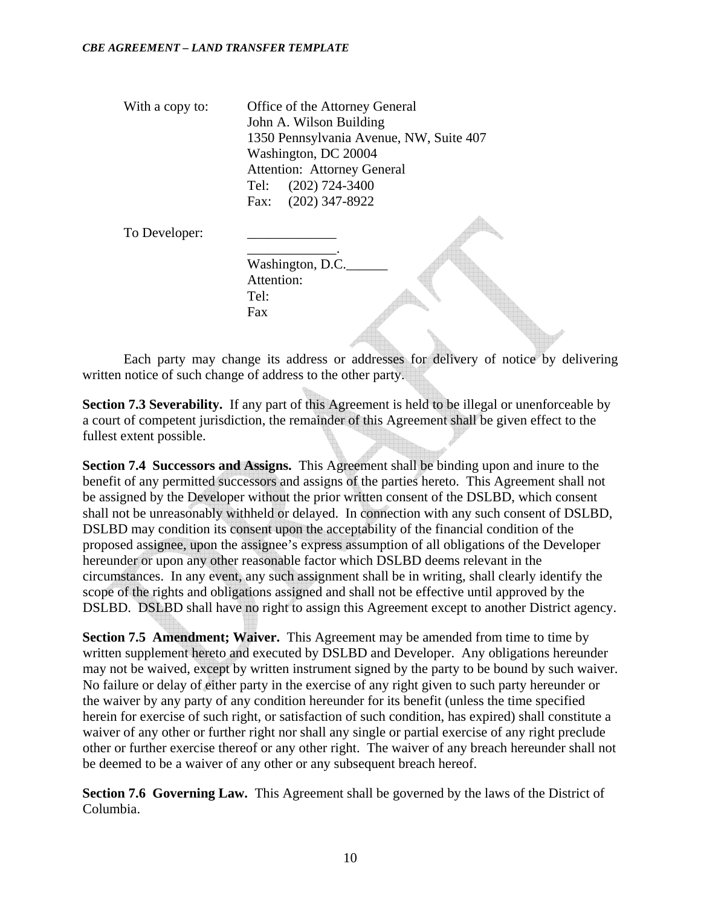With a copy to: Office of the Attorney General
John A. Wilson Building
1350 Pennsylvania Avenue, NW, Suite 407
Washington, DC 20004
Attention: Attorney General
Tel: (202) 724-3400
Fax: (202) 347-8922

To Developer: _____________
_____________.
Washington, D.C.______
Attention:
Tel:
Fax

Each party may change its address or addresses for delivery of notice by delivering written notice of such change of address to the other party.

**Section 7.3 Severability.** If any part of this Agreement is held to be illegal or unenforceable by a court of competent jurisdiction, the remainder of this Agreement shall be given effect to the fullest extent possible.

**Section 7.4 Successors and Assigns.** This Agreement shall be binding upon and inure to the benefit of any permitted successors and assigns of the parties hereto. This Agreement shall not be assigned by the Developer without the prior written consent of the DSLBD, which consent shall not be unreasonably withheld or delayed. In connection with any such consent of DSLBD, DSLBD may condition its consent upon the acceptability of the financial condition of the proposed assignee, upon the assignee's express assumption of all obligations of the Developer hereunder or upon any other reasonable factor which DSLBD deems relevant in the circumstances. In any event, any such assignment shall be in writing, shall clearly identify the scope of the rights and obligations assigned and shall not be effective until approved by the DSLBD. DSLBD shall have no right to assign this Agreement except to another District agency.

**Section 7.5 Amendment; Waiver.** This Agreement may be amended from time to time by written supplement hereto and executed by DSLBD and Developer. Any obligations hereunder may not be waived, except by written instrument signed by the party to be bound by such waiver. No failure or delay of either party in the exercise of any right given to such party hereunder or the waiver by any party of any condition hereunder for its benefit (unless the time specified herein for exercise of such right, or satisfaction of such condition, has expired) shall constitute a waiver of any other or further right nor shall any single or partial exercise of any right preclude other or further exercise thereof or any other right. The waiver of any breach hereunder shall not be deemed to be a waiver of any other or any subsequent breach hereof.

**Section 7.6 Governing Law.** This Agreement shall be governed by the laws of the District of Columbia.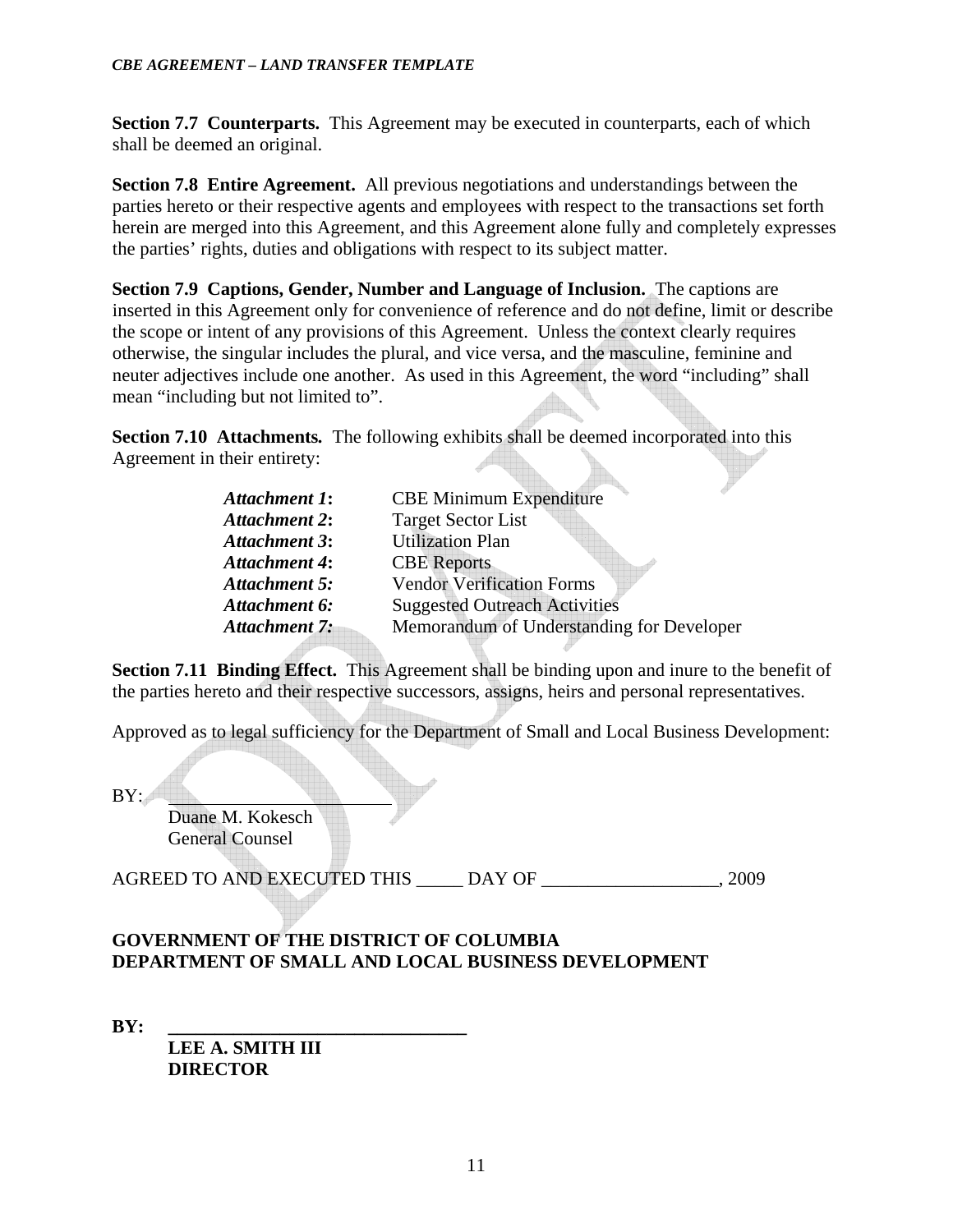**Section 7.7 Counterparts.** This Agreement may be executed in counterparts, each of which shall be deemed an original.

**Section 7.8 Entire Agreement.** All previous negotiations and understandings between the parties hereto or their respective agents and employees with respect to the transactions set forth herein are merged into this Agreement, and this Agreement alone fully and completely expresses the parties' rights, duties and obligations with respect to its subject matter.

**Section 7.9 Captions, Gender, Number and Language of Inclusion.** The captions are inserted in this Agreement only for convenience of reference and do not define, limit or describe the scope or intent of any provisions of this Agreement. Unless the context clearly requires otherwise, the singular includes the plural, and vice versa, and the masculine, feminine and neuter adjectives include one another. As used in this Agreement, the word "including" shall mean "including but not limited to".

**Section 7.10 Attachments.** The following exhibits shall be deemed incorporated into this Agreement in their entirety:

| | |
|---|---|
| ***Attachment 1*:** | CBE Minimum Expenditure |
| ***Attachment 2*:** | Target Sector List |
| ***Attachment 3*:** | Utilization Plan |
| ***Attachment 4*:** | CBE Reports |
| ***Attachment 5:*** | Vendor Verification Forms |
| ***Attachment 6:*** | Suggested Outreach Activities |
| ***Attachment 7:*** | Memorandum of Understanding for Developer |

**Section 7.11 Binding Effect.** This Agreement shall be binding upon and inure to the benefit of the parties hereto and their respective successors, assigns, heirs and personal representatives.

Approved as to legal sufficiency for the Department of Small and Local Business Development:

BY: ________________________

Duane M. Kokesch
General Counsel

AGREED TO AND EXECUTED THIS _____ DAY OF ___________________, 2009

**GOVERNMENT OF THE DISTRICT OF COLUMBIA**
**DEPARTMENT OF SMALL AND LOCAL BUSINESS DEVELOPMENT**

**BY: ________________________________**

**LEE A. SMITH III**
**DIRECTOR**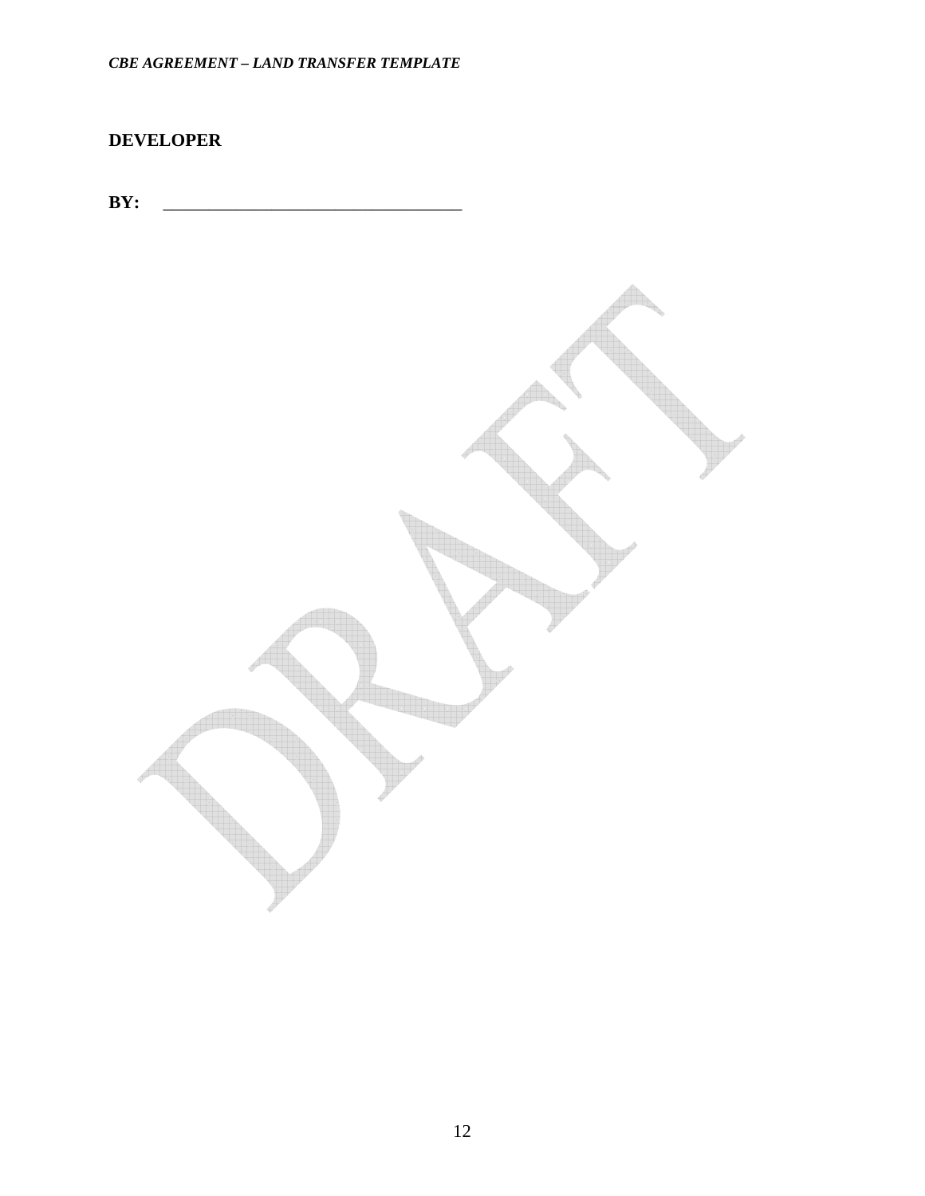**DEVELOPER**

**BY:** ___________________________________